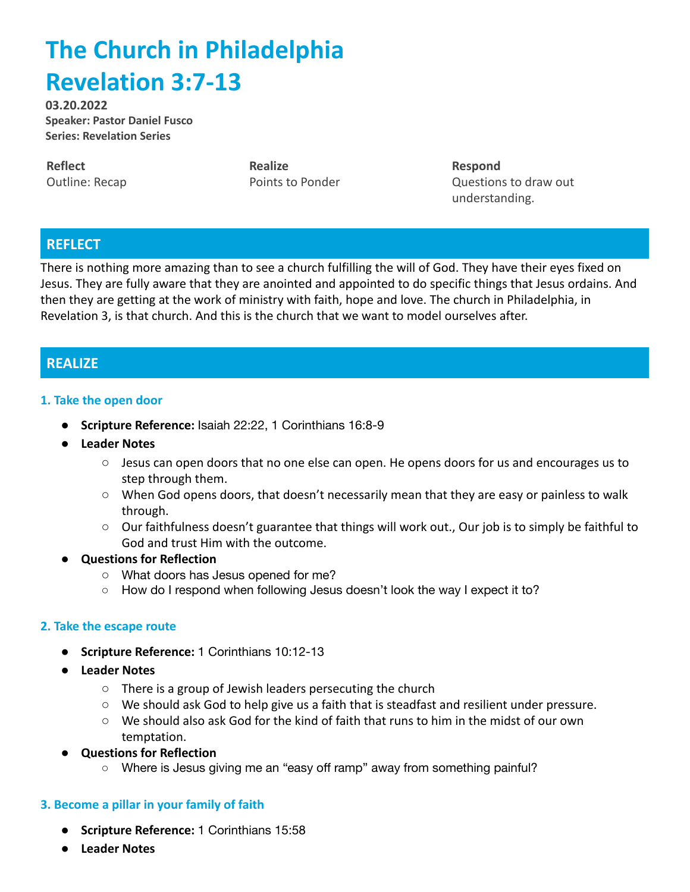# The Church in Philadelphia
# Revelation 3:7-13

**03.20.2022**
**Speaker: Pastor Daniel Fusco**
**Series: Revelation Series**

| **Reflect** | **Realize** | **Respond** |
| --- | --- | --- |
| Outline: Recap | Points to Ponder | Questions to draw out understanding. |

## REFLECT

There is nothing more amazing than to see a church fulfilling the will of God. They have their eyes fixed on Jesus. They are fully aware that they are anointed and appointed to do specific things that Jesus ordains. And then they are getting at the work of ministry with faith, hope and love. The church in Philadelphia, in Revelation 3, is that church. And this is the church that we want to model ourselves after.

## REALIZE

### 1. Take the open door

- **Scripture Reference:** Isaiah 22:22, 1 Corinthians 16:8-9
- **Leader Notes**
  - Jesus can open doors that no one else can open. He opens doors for us and encourages us to step through them.
  - When God opens doors, that doesn't necessarily mean that they are easy or painless to walk through.
  - Our faithfulness doesn't guarantee that things will work out., Our job is to simply be faithful to God and trust Him with the outcome.
- **Questions for Reflection**
  - What doors has Jesus opened for me?
  - How do I respond when following Jesus doesn't look the way I expect it to?

### 2. Take the escape route

- **Scripture Reference:** 1 Corinthians 10:12-13
- **Leader Notes**
  - There is a group of Jewish leaders persecuting the church
  - We should ask God to help give us a faith that is steadfast and resilient under pressure.
  - We should also ask God for the kind of faith that runs to him in the midst of our own temptation.
- **Questions for Reflection**
  - Where is Jesus giving me an "easy off ramp" away from something painful?

### 3. Become a pillar in your family of faith

- **Scripture Reference:** 1 Corinthians 15:58
- **Leader Notes**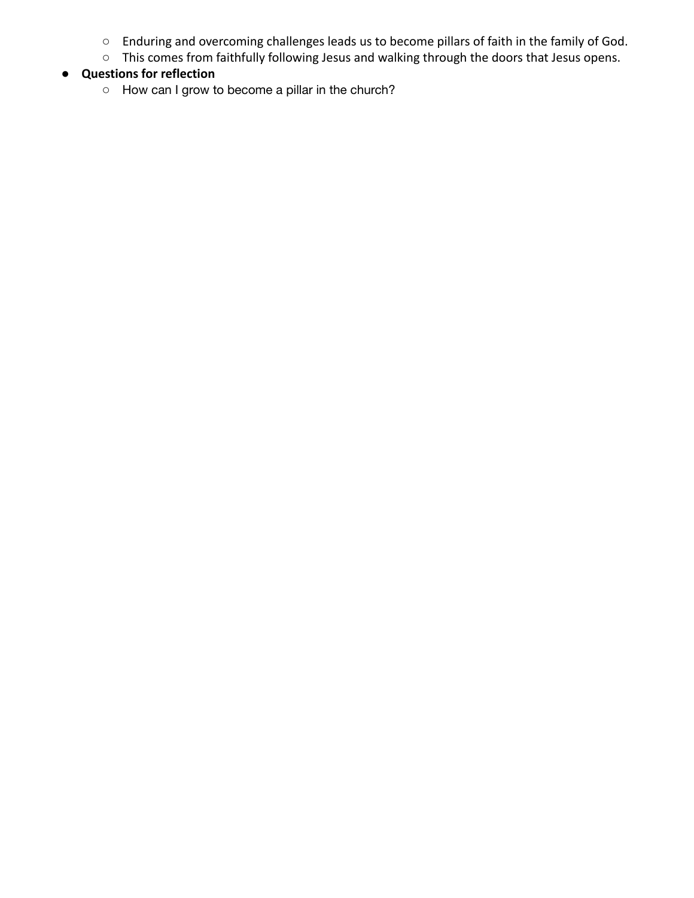- Enduring and overcoming challenges leads us to become pillars of faith in the family of God.
    - This comes from faithfully following Jesus and walking through the doors that Jesus opens.
- **Questions for reflection**
    - How can I grow to become a pillar in the church?